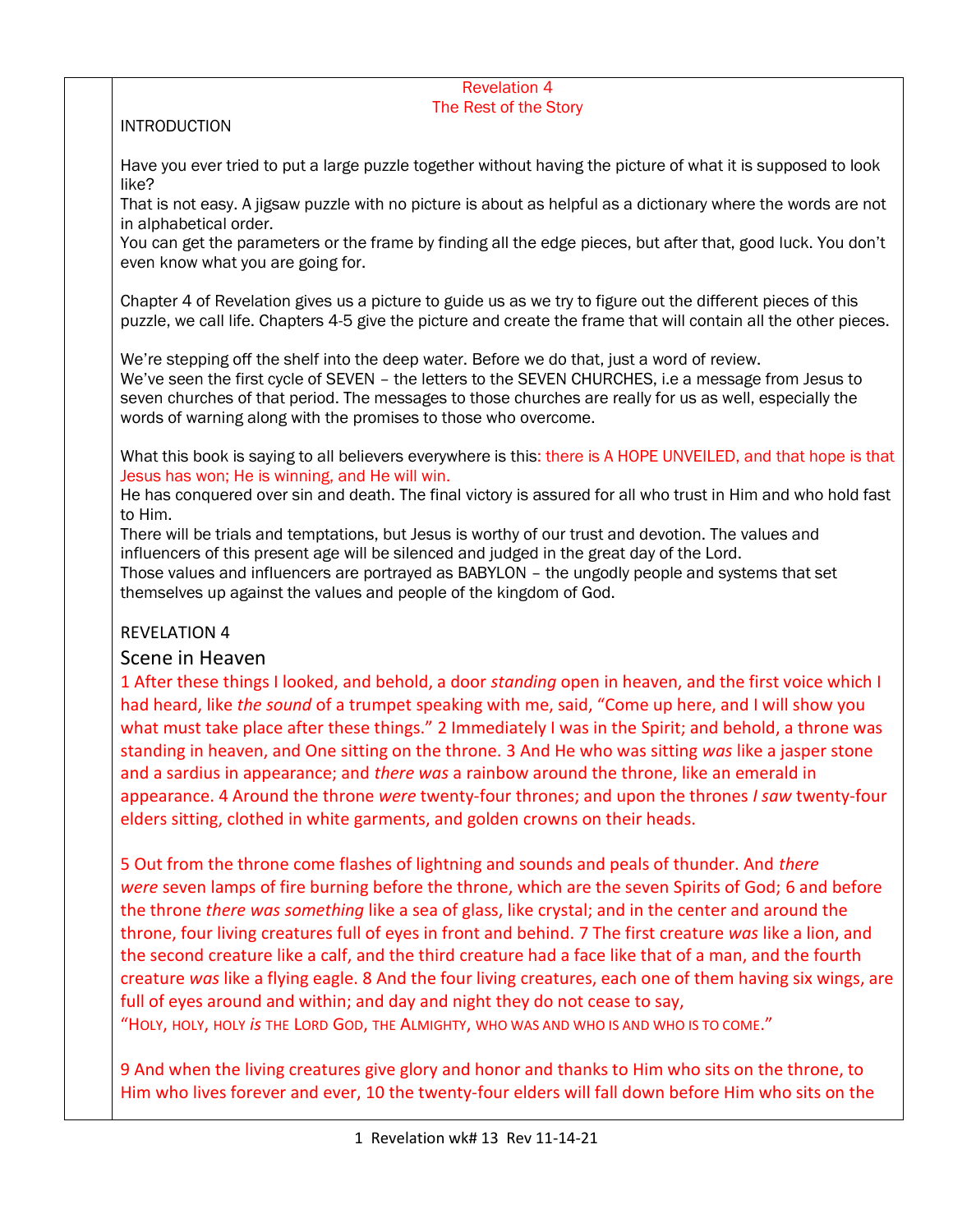Revelation 4
The Rest of the Story

INTRODUCTION

Have you ever tried to put a large puzzle together without having the picture of what it is supposed to look like?
That is not easy. A jigsaw puzzle with no picture is about as helpful as a dictionary where the words are not in alphabetical order.
You can get the parameters or the frame by finding all the edge pieces, but after that, good luck. You don't even know what you are going for.

Chapter 4 of Revelation gives us a picture to guide us as we try to figure out the different pieces of this puzzle, we call life. Chapters 4-5 give the picture and create the frame that will contain all the other pieces.

We're stepping off the shelf into the deep water. Before we do that, just a word of review.
We've seen the first cycle of SEVEN – the letters to the SEVEN CHURCHES, i.e a message from Jesus to seven churches of that period. The messages to those churches are really for us as well, especially the words of warning along with the promises to those who overcome.

What this book is saying to all believers everywhere is this: there is A HOPE UNVEILED, and that hope is that Jesus has won; He is winning, and He will win.
He has conquered over sin and death. The final victory is assured for all who trust in Him and who hold fast to Him.
There will be trials and temptations, but Jesus is worthy of our trust and devotion. The values and influencers of this present age will be silenced and judged in the great day of the Lord.
Those values and influencers are portrayed as BABYLON – the ungodly people and systems that set themselves up against the values and people of the kingdom of God.

REVELATION 4

## Scene in Heaven

1 After these things I looked, and behold, a door *standing* open in heaven, and the first voice which I had heard, like *the sound* of a trumpet speaking with me, said, "Come up here, and I will show you what must take place after these things." 2 Immediately I was in the Spirit; and behold, a throne was standing in heaven, and One sitting on the throne. 3 And He who was sitting *was* like a jasper stone and a sardius in appearance; and *there was* a rainbow around the throne, like an emerald in appearance. 4 Around the throne *were* twenty-four thrones; and upon the thrones *I saw* twenty-four elders sitting, clothed in white garments, and golden crowns on their heads.

5 Out from the throne come flashes of lightning and sounds and peals of thunder. And *there were* seven lamps of fire burning before the throne, which are the seven Spirits of God; 6 and before the throne *there was something* like a sea of glass, like crystal; and in the center and around the throne, four living creatures full of eyes in front and behind. 7 The first creature *was* like a lion, and the second creature like a calf, and the third creature had a face like that of a man, and the fourth creature *was* like a flying eagle. 8 And the four living creatures, each one of them having six wings, are full of eyes around and within; and day and night they do not cease to say,
"HOLY, HOLY, HOLY *is* THE LORD GOD, THE ALMIGHTY, WHO WAS AND WHO IS AND WHO IS TO COME."

9 And when the living creatures give glory and honor and thanks to Him who sits on the throne, to Him who lives forever and ever, 10 the twenty-four elders will fall down before Him who sits on the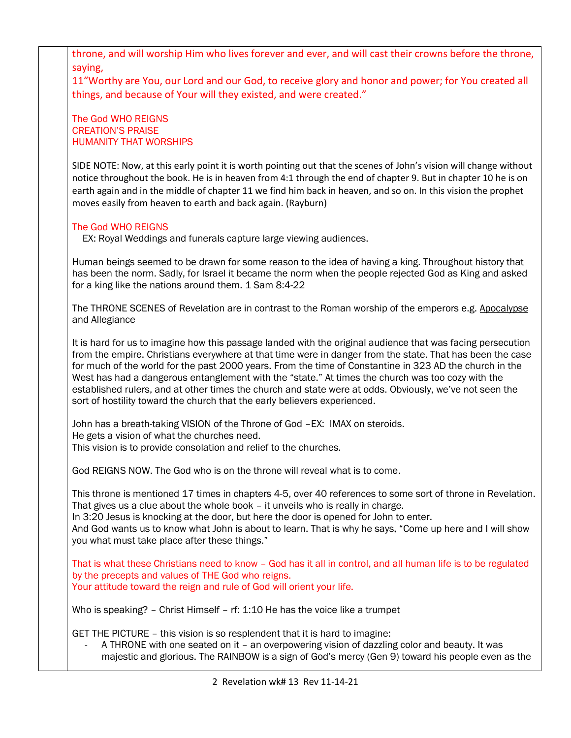throne, and will worship Him who lives forever and ever, and will cast their crowns before the throne, saying,
11"Worthy are You, our Lord and our God, to receive glory and honor and power; for You created all things, and because of Your will they existed, and were created."

The God WHO REIGNS
CREATION'S PRAISE
HUMANITY THAT WORSHIPS

SIDE NOTE: Now, at this early point it is worth pointing out that the scenes of John's vision will change without notice throughout the book. He is in heaven from 4:1 through the end of chapter 9. But in chapter 10 he is on earth again and in the middle of chapter 11 we find him back in heaven, and so on. In this vision the prophet moves easily from heaven to earth and back again. (Rayburn)

The God WHO REIGNS
EX: Royal Weddings and funerals capture large viewing audiences.

Human beings seemed to be drawn for some reason to the idea of having a king. Throughout history that has been the norm. Sadly, for Israel it became the norm when the people rejected God as King and asked for a king like the nations around them. 1 Sam 8:4-22

The THRONE SCENES of Revelation are in contrast to the Roman worship of the emperors e.g. Apocalypse and Allegiance

It is hard for us to imagine how this passage landed with the original audience that was facing persecution from the empire. Christians everywhere at that time were in danger from the state. That has been the case for much of the world for the past 2000 years. From the time of Constantine in 323 AD the church in the West has had a dangerous entanglement with the "state." At times the church was too cozy with the established rulers, and at other times the church and state were at odds. Obviously, we've not seen the sort of hostility toward the church that the early believers experienced.

John has a breath-taking VISION of the Throne of God –EX: IMAX on steroids.
He gets a vision of what the churches need.
This vision is to provide consolation and relief to the churches.

God REIGNS NOW. The God who is on the throne will reveal what is to come.

This throne is mentioned 17 times in chapters 4-5, over 40 references to some sort of throne in Revelation. That gives us a clue about the whole book – it unveils who is really in charge.
In 3:20 Jesus is knocking at the door, but here the door is opened for John to enter.
And God wants us to know what John is about to learn. That is why he says, "Come up here and I will show you what must take place after these things."

That is what these Christians need to know – God has it all in control, and all human life is to be regulated by the precepts and values of THE God who reigns.
Your attitude toward the reign and rule of God will orient your life.

Who is speaking? – Christ Himself – rf: 1:10 He has the voice like a trumpet

GET THE PICTURE – this vision is so resplendent that it is hard to imagine:

- A THRONE with one seated on it – an overpowering vision of dazzling color and beauty. It was majestic and glorious. The RAINBOW is a sign of God's mercy (Gen 9) toward his people even as the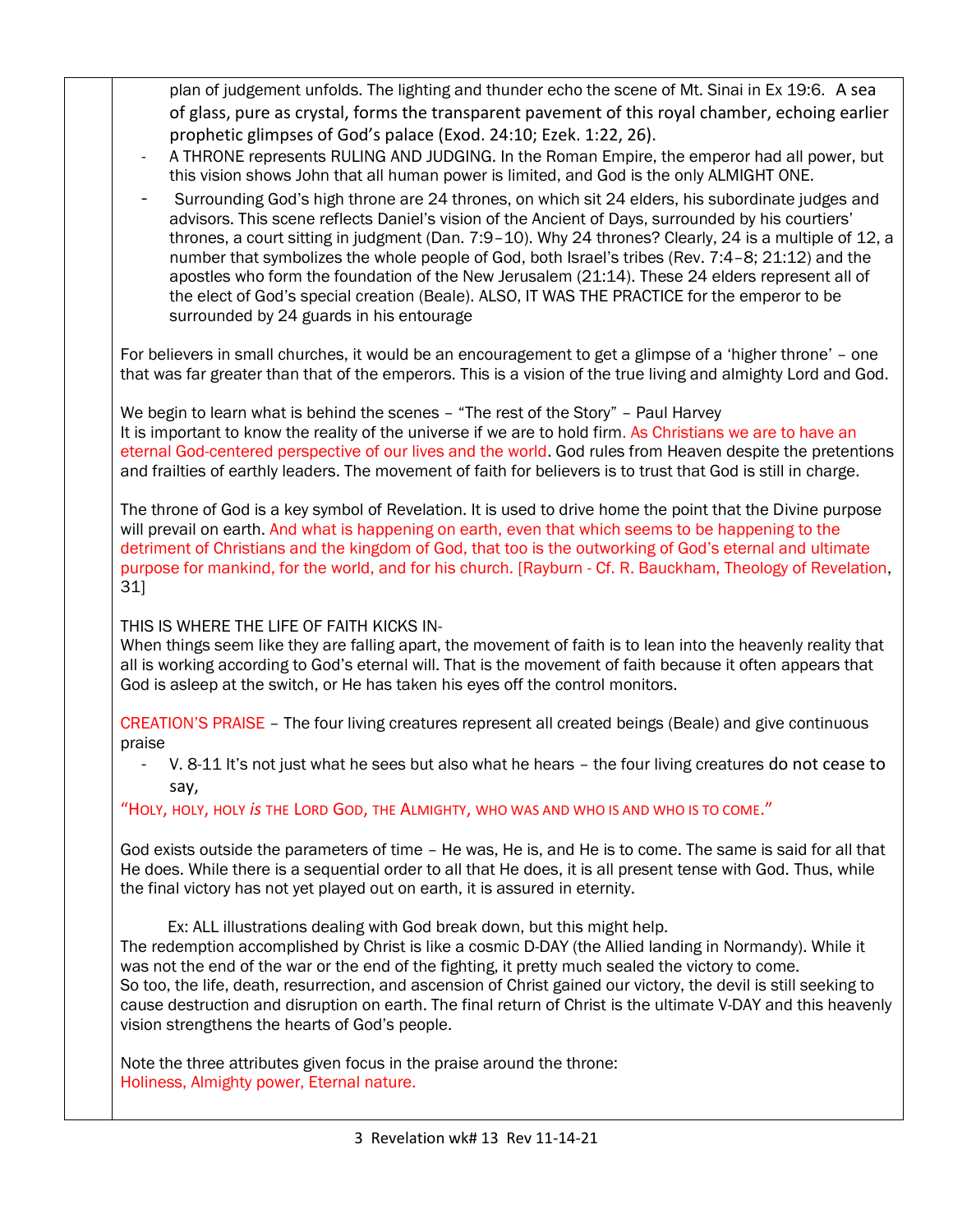plan of judgement unfolds. The lighting and thunder echo the scene of Mt. Sinai in Ex 19:6. A sea of glass, pure as crystal, forms the transparent pavement of this royal chamber, echoing earlier prophetic glimpses of God's palace (Exod. 24:10; Ezek. 1:22, 26).

- A THRONE represents RULING AND JUDGING. In the Roman Empire, the emperor had all power, but this vision shows John that all human power is limited, and God is the only ALMIGHT ONE.
- Surrounding God's high throne are 24 thrones, on which sit 24 elders, his subordinate judges and advisors. This scene reflects Daniel's vision of the Ancient of Days, surrounded by his courtiers' thrones, a court sitting in judgment (Dan. 7:9–10). Why 24 thrones? Clearly, 24 is a multiple of 12, a number that symbolizes the whole people of God, both Israel's tribes (Rev. 7:4–8; 21:12) and the apostles who form the foundation of the New Jerusalem (21:14). These 24 elders represent all of the elect of God's special creation (Beale). ALSO, IT WAS THE PRACTICE for the emperor to be surrounded by 24 guards in his entourage

For believers in small churches, it would be an encouragement to get a glimpse of a 'higher throne' – one that was far greater than that of the emperors. This is a vision of the true living and almighty Lord and God.

We begin to learn what is behind the scenes – "The rest of the Story" – Paul Harvey
It is important to know the reality of the universe if we are to hold firm. As Christians we are to have an eternal God-centered perspective of our lives and the world. God rules from Heaven despite the pretentions and frailties of earthly leaders. The movement of faith for believers is to trust that God is still in charge.

The throne of God is a key symbol of Revelation. It is used to drive home the point that the Divine purpose will prevail on earth. And what is happening on earth, even that which seems to be happening to the detriment of Christians and the kingdom of God, that too is the outworking of God's eternal and ultimate purpose for mankind, for the world, and for his church. [Rayburn - Cf. R. Bauckham, *Theology of Revelation*, 31]

THIS IS WHERE THE LIFE OF FAITH KICKS IN-
When things seem like they are falling apart, the movement of faith is to lean into the heavenly reality that all is working according to God's eternal will. That is the movement of faith because it often appears that God is asleep at the switch, or He has taken his eyes off the control monitors.

CREATION'S PRAISE – The four living creatures represent all created beings (Beale) and give continuous praise

- V. 8-11 It's not just what he sees but also what he hears – the four living creatures do not cease to say,

"HOLY, HOLY, HOLY *is* THE LORD GOD, THE ALMIGHTY, WHO WAS AND WHO IS AND WHO IS TO COME."

God exists outside the parameters of time – He was, He is, and He is to come. The same is said for all that He does. While there is a sequential order to all that He does, it is all present tense with God. Thus, while the final victory has not yet played out on earth, it is assured in eternity.

Ex: ALL illustrations dealing with God break down, but this might help.
The redemption accomplished by Christ is like a cosmic D-DAY (the Allied landing in Normandy). While it was not the end of the war or the end of the fighting, it pretty much sealed the victory to come.
So too, the life, death, resurrection, and ascension of Christ gained our victory, the devil is still seeking to cause destruction and disruption on earth. The final return of Christ is the ultimate V-DAY and this heavenly vision strengthens the hearts of God's people.

Note the three attributes given focus in the praise around the throne:
Holiness, Almighty power, Eternal nature.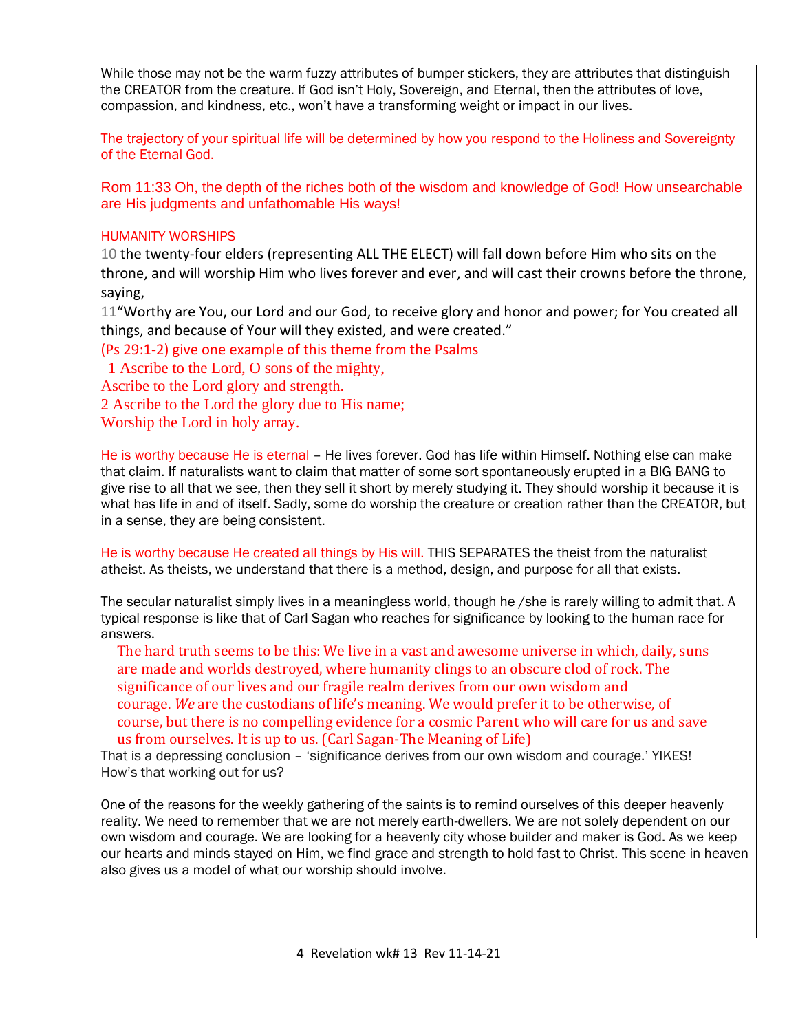While those may not be the warm fuzzy attributes of bumper stickers, they are attributes that distinguish the CREATOR from the creature. If God isn't Holy, Sovereign, and Eternal, then the attributes of love, compassion, and kindness, etc., won't have a transforming weight or impact in our lives.

The trajectory of your spiritual life will be determined by how you respond to the Holiness and Sovereignty of the Eternal God.

Rom 11:33 Oh, the depth of the riches both of the wisdom and knowledge of God! How unsearchable are His judgments and unfathomable His ways!

HUMANITY WORSHIPS

10 the twenty-four elders (representing ALL THE ELECT) will fall down before Him who sits on the throne, and will worship Him who lives forever and ever, and will cast their crowns before the throne, saying,

11"Worthy are You, our Lord and our God, to receive glory and honor and power; for You created all things, and because of Your will they existed, and were created."

(Ps 29:1-2) give one example of this theme from the Psalms

1 Ascribe to the Lord, O sons of the mighty,
Ascribe to the Lord glory and strength.
2 Ascribe to the Lord the glory due to His name;
Worship the Lord in holy array.

He is worthy because He is eternal – He lives forever. God has life within Himself. Nothing else can make that claim. If naturalists want to claim that matter of some sort spontaneously erupted in a BIG BANG to give rise to all that we see, then they sell it short by merely studying it. They should worship it because it is what has life in and of itself. Sadly, some do worship the creature or creation rather than the CREATOR, but in a sense, they are being consistent.

He is worthy because He created all things by His will. THIS SEPARATES the theist from the naturalist atheist. As theists, we understand that there is a method, design, and purpose for all that exists.

The secular naturalist simply lives in a meaningless world, though he /she is rarely willing to admit that. A typical response is like that of Carl Sagan who reaches for significance by looking to the human race for answers.

> The hard truth seems to be this: We live in a vast and awesome universe in which, daily, suns are made and worlds destroyed, where humanity clings to an obscure clod of rock. The significance of our lives and our fragile realm derives from our own wisdom and courage. *We* are the custodians of life's meaning. We would prefer it to be otherwise, of course, but there is no compelling evidence for a cosmic Parent who will care for us and save us from ourselves. It is up to us. (Carl Sagan-The Meaning of Life)

That is a depressing conclusion – 'significance derives from our own wisdom and courage.' YIKES! How's that working out for us?

One of the reasons for the weekly gathering of the saints is to remind ourselves of this deeper heavenly reality. We need to remember that we are not merely earth-dwellers. We are not solely dependent on our own wisdom and courage. We are looking for a heavenly city whose builder and maker is God. As we keep our hearts and minds stayed on Him, we find grace and strength to hold fast to Christ. This scene in heaven also gives us a model of what our worship should involve.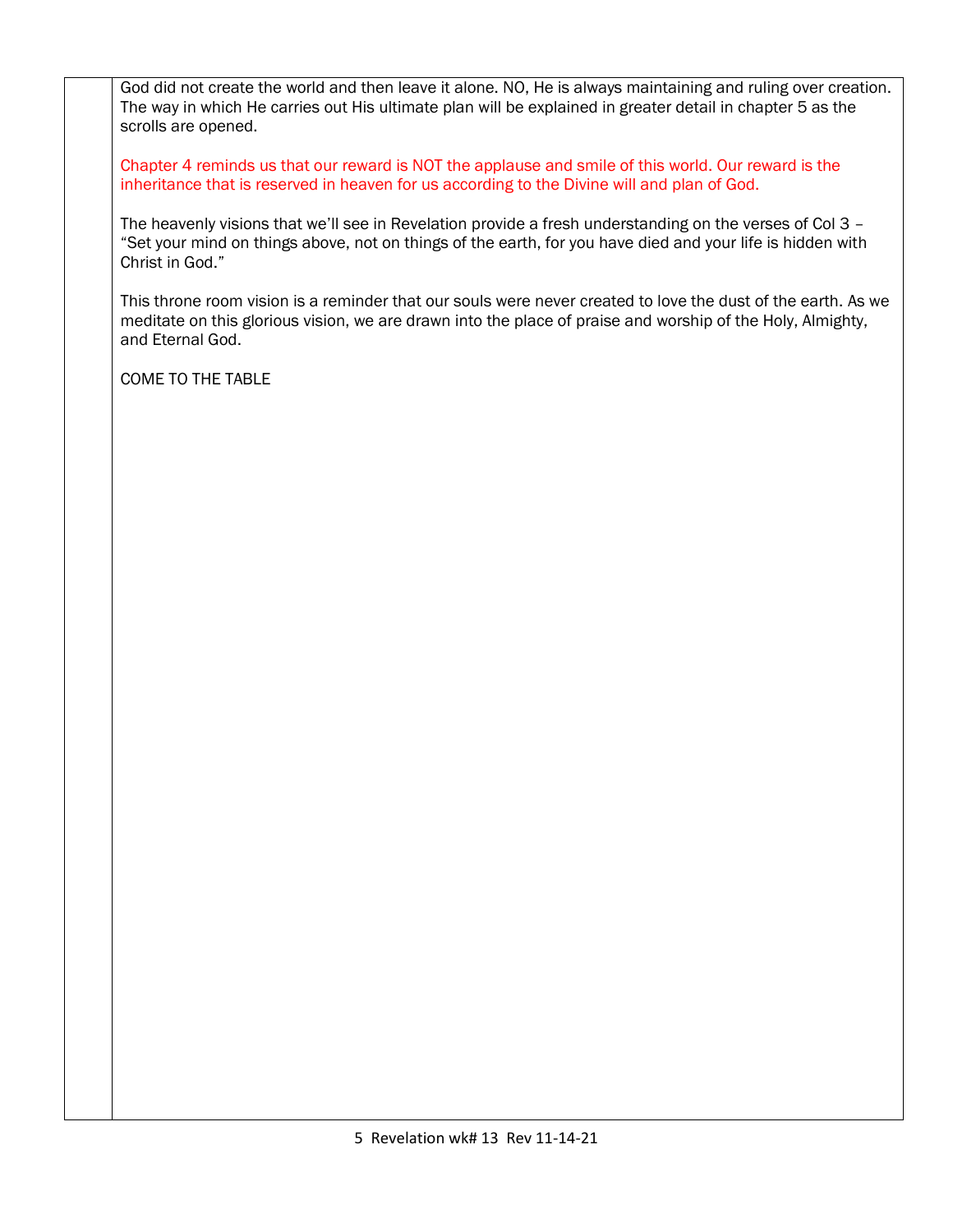God did not create the world and then leave it alone. NO, He is always maintaining and ruling over creation. The way in which He carries out His ultimate plan will be explained in greater detail in chapter 5 as the scrolls are opened.

Chapter 4 reminds us that our reward is NOT the applause and smile of this world. Our reward is the inheritance that is reserved in heaven for us according to the Divine will and plan of God.

The heavenly visions that we'll see in Revelation provide a fresh understanding on the verses of Col 3 – "Set your mind on things above, not on things of the earth, for you have died and your life is hidden with Christ in God."

This throne room vision is a reminder that our souls were never created to love the dust of the earth. As we meditate on this glorious vision, we are drawn into the place of praise and worship of the Holy, Almighty, and Eternal God.

COME TO THE TABLE